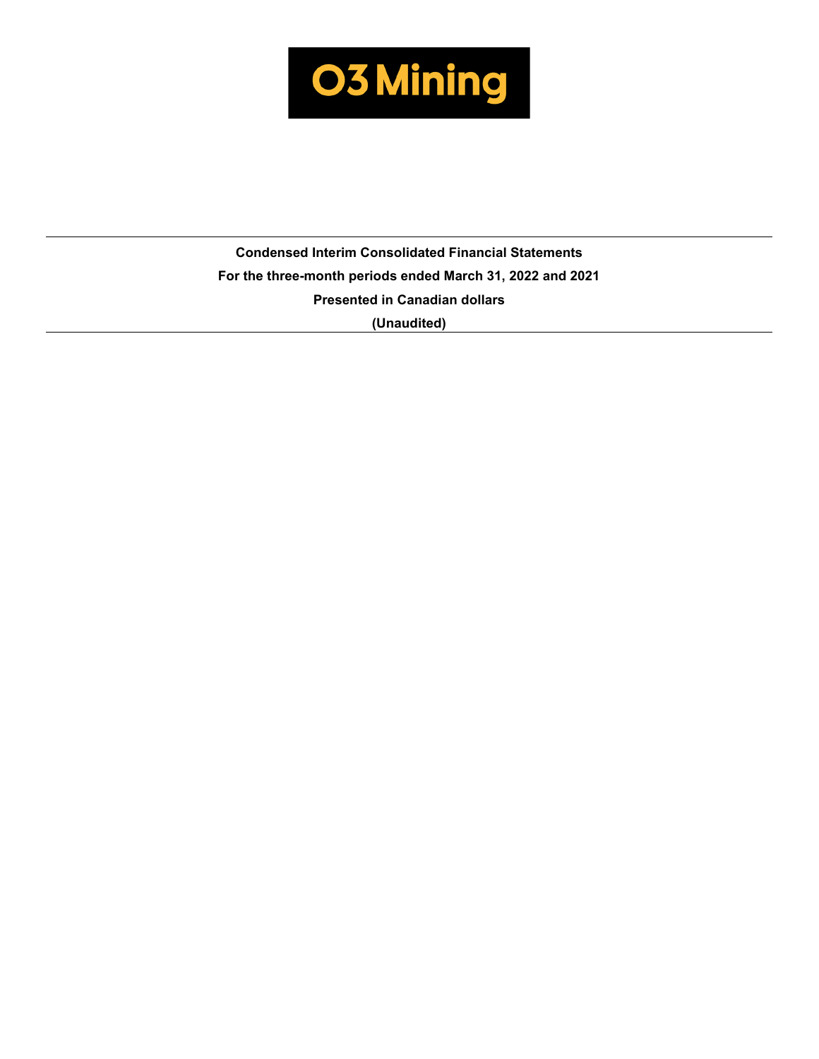O3 Mining

**Condensed Interim Consolidated Financial Statements**

**For the three-month periods ended March 31, 2022 and 2021**

**Presented in Canadian dollars**

**(Unaudited)**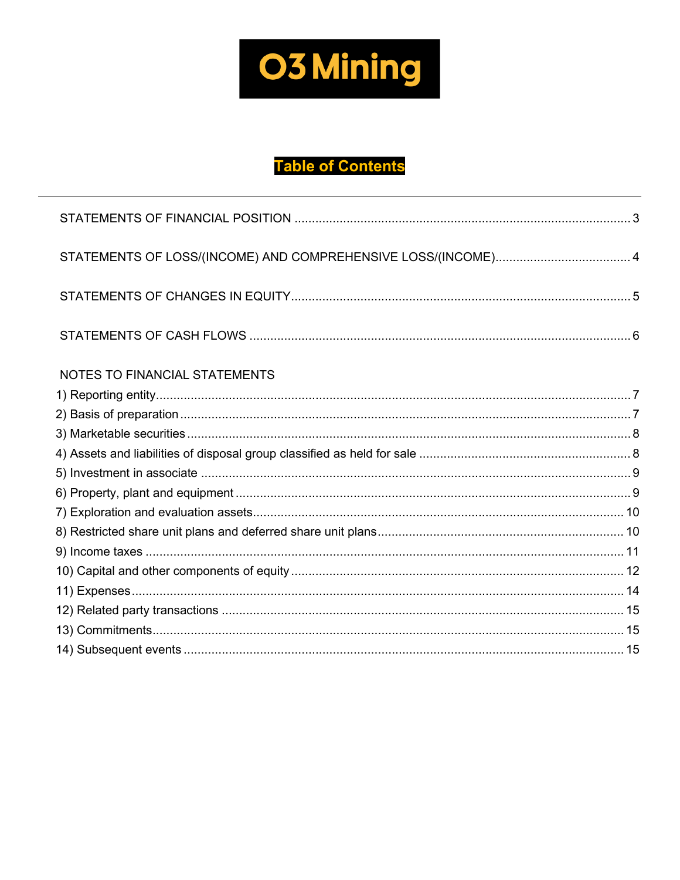O3 Mining

# Table of Contents

STATEMENTS OF FINANCIAL POSITION ........ 3

STATEMENTS OF LOSS/(INCOME) AND COMPREHENSIVE LOSS/(INCOME)........ 4

STATEMENTS OF CHANGES IN EQUITY........ 5

STATEMENTS OF CASH FLOWS ........ 6

NOTES TO FINANCIAL STATEMENTS

1) Reporting entity........ 7
2) Basis of preparation........ 7
3) Marketable securities........ 8
4) Assets and liabilities of disposal group classified as held for sale ........ 8
5) Investment in associate ........ 9
6) Property, plant and equipment ........ 9
7) Exploration and evaluation assets........ 10
8) Restricted share unit plans and deferred share unit plans........ 10
9) Income taxes ........ 11
10) Capital and other components of equity ........ 12
11) Expenses........ 14
12) Related party transactions ........ 15
13) Commitments........ 15
14) Subsequent events ........ 15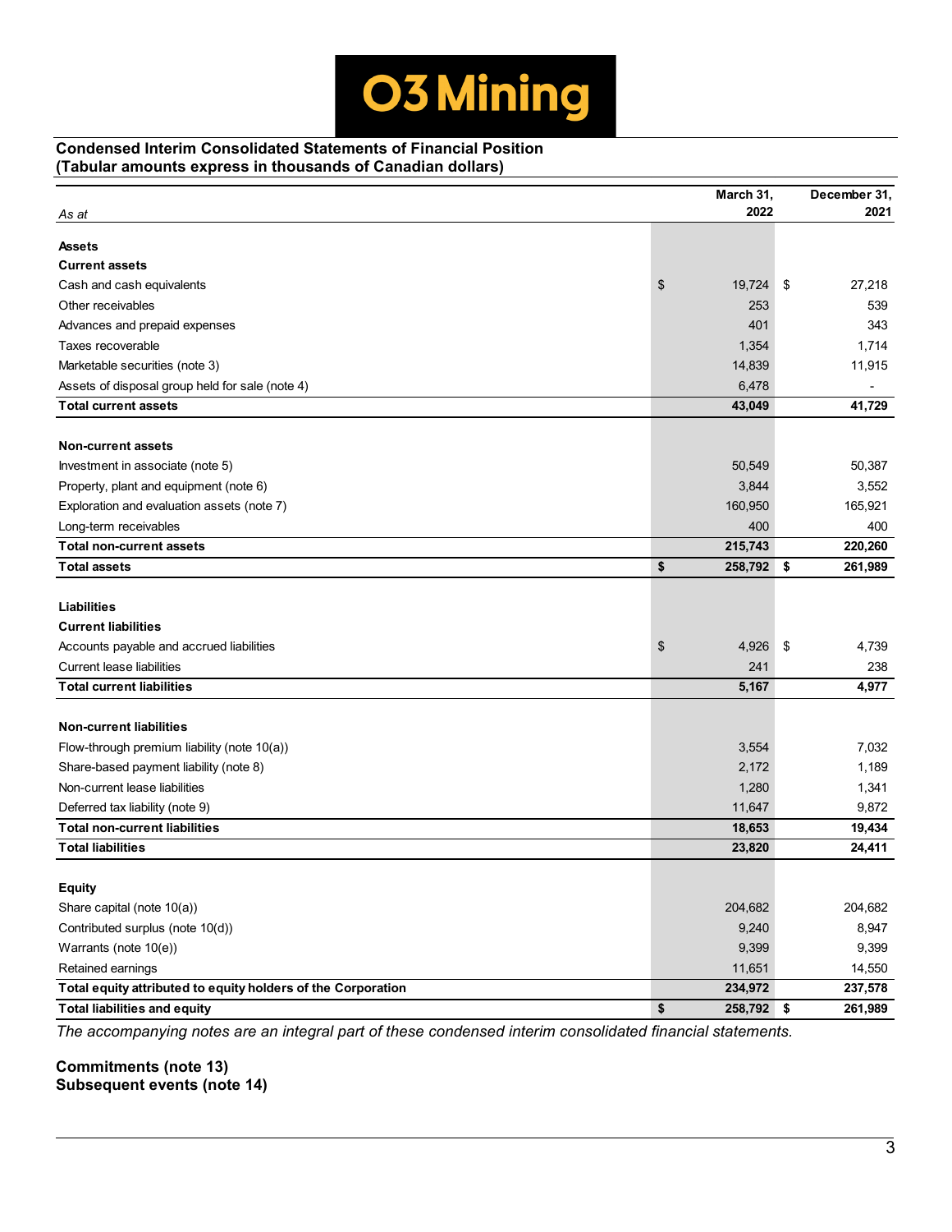O3 Mining

**Condensed Interim Consolidated Statements of Financial Position**
**(Tabular amounts express in thousands of Canadian dollars)**

| *As at* | March 31, 2022 | December 31, 2021 |
|---|---|---|
| **Assets** | | |
| **Current assets** | | |
| Cash and cash equivalents | $ 19,724 | $ 27,218 |
| Other receivables | 253 | 539 |
| Advances and prepaid expenses | 401 | 343 |
| Taxes recoverable | 1,354 | 1,714 |
| Marketable securities (note 3) | 14,839 | 11,915 |
| Assets of disposal group held for sale (note 4) | 6,478 | - |
| **Total current assets** | **43,049** | **41,729** |
| | | |
| **Non-current assets** | | |
| Investment in associate (note 5) | 50,549 | 50,387 |
| Property, plant and equipment (note 6) | 3,844 | 3,552 |
| Exploration and evaluation assets (note 7) | 160,950 | 165,921 |
| Long-term receivables | 400 | 400 |
| **Total non-current assets** | **215,743** | **220,260** |
| **Total assets** | **$ 258,792** | **$ 261,989** |
| | | |
| **Liabilities** | | |
| **Current liabilities** | | |
| Accounts payable and accrued liabilities | $ 4,926 | $ 4,739 |
| Current lease liabilities | 241 | 238 |
| **Total current liabilities** | **5,167** | **4,977** |
| | | |
| **Non-current liabilities** | | |
| Flow-through premium liability (note 10(a)) | 3,554 | 7,032 |
| Share-based payment liability (note 8) | 2,172 | 1,189 |
| Non-current lease liabilities | 1,280 | 1,341 |
| Deferred tax liability (note 9) | 11,647 | 9,872 |
| **Total non-current liabilities** | **18,653** | **19,434** |
| **Total liabilities** | **23,820** | **24,411** |
| | | |
| **Equity** | | |
| Share capital (note 10(a)) | 204,682 | 204,682 |
| Contributed surplus (note 10(d)) | 9,240 | 8,947 |
| Warrants (note 10(e)) | 9,399 | 9,399 |
| Retained earnings | 11,651 | 14,550 |
| **Total equity attributed to equity holders of the Corporation** | **234,972** | **237,578** |
| **Total liabilities and equity** | **$ 258,792** | **$ 261,989** |

*The accompanying notes are an integral part of these condensed interim consolidated financial statements.*

**Commitments (note 13)**
**Subsequent events (note 14)**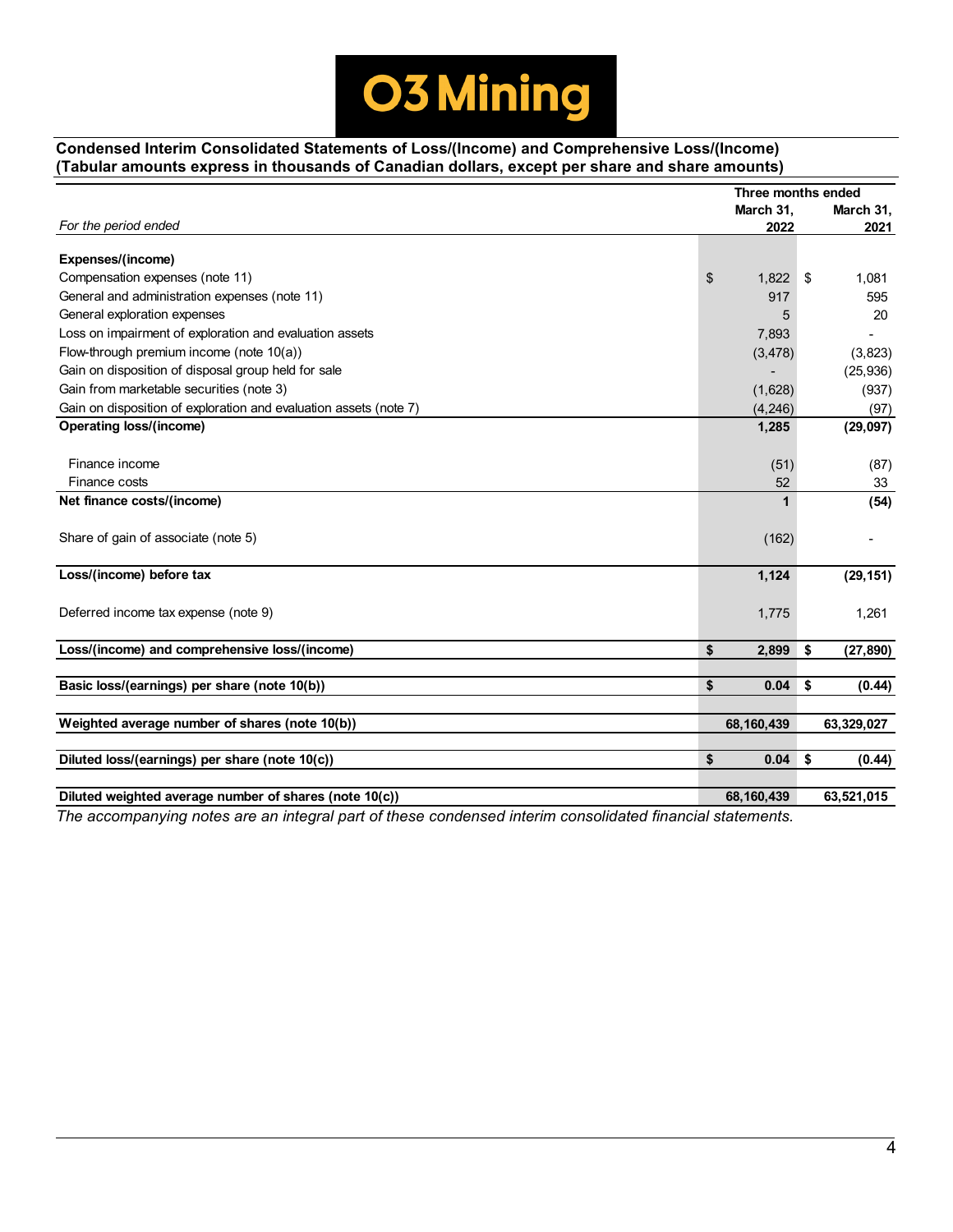O3 Mining

**Condensed Interim Consolidated Statements of Loss/(Income) and Comprehensive Loss/(Income)**
**(Tabular amounts express in thousands of Canadian dollars, except per share and share amounts)**

| *For the period ended* | Three months ended March 31, 2022 | Three months ended March 31, 2021 |
|---|---|---|
| **Expenses/(income)** | | |
| Compensation expenses (note 11) | $ 1,822 | $ 1,081 |
| General and administration expenses (note 11) | 917 | 595 |
| General exploration expenses | 5 | 20 |
| Loss on impairment of exploration and evaluation assets | 7,893 | - |
| Flow-through premium income (note 10(a)) | (3,478) | (3,823) |
| Gain on disposition of disposal group held for sale | - | (25,936) |
| Gain from marketable securities (note 3) | (1,628) | (937) |
| Gain on disposition of exploration and evaluation assets (note 7) | (4,246) | (97) |
| **Operating loss/(income)** | **1,285** | **(29,097)** |
| Finance income | (51) | (87) |
| Finance costs | 52 | 33 |
| **Net finance costs/(income)** | **1** | **(54)** |
| Share of gain of associate (note 5) | (162) | - |
| **Loss/(income) before tax** | **1,124** | **(29,151)** |
| Deferred income tax expense (note 9) | 1,775 | 1,261 |
| **Loss/(income) and comprehensive loss/(income)** | **$ 2,899** | **$ (27,890)** |
| **Basic loss/(earnings) per share (note 10(b))** | **$ 0.04** | **$ (0.44)** |
| **Weighted average number of shares (note 10(b))** | **68,160,439** | **63,329,027** |
| **Diluted loss/(earnings) per share (note 10(c))** | **$ 0.04** | **$ (0.44)** |
| **Diluted weighted average number of shares (note 10(c))** | **68,160,439** | **63,521,015** |

*The accompanying notes are an integral part of these condensed interim consolidated financial statements.*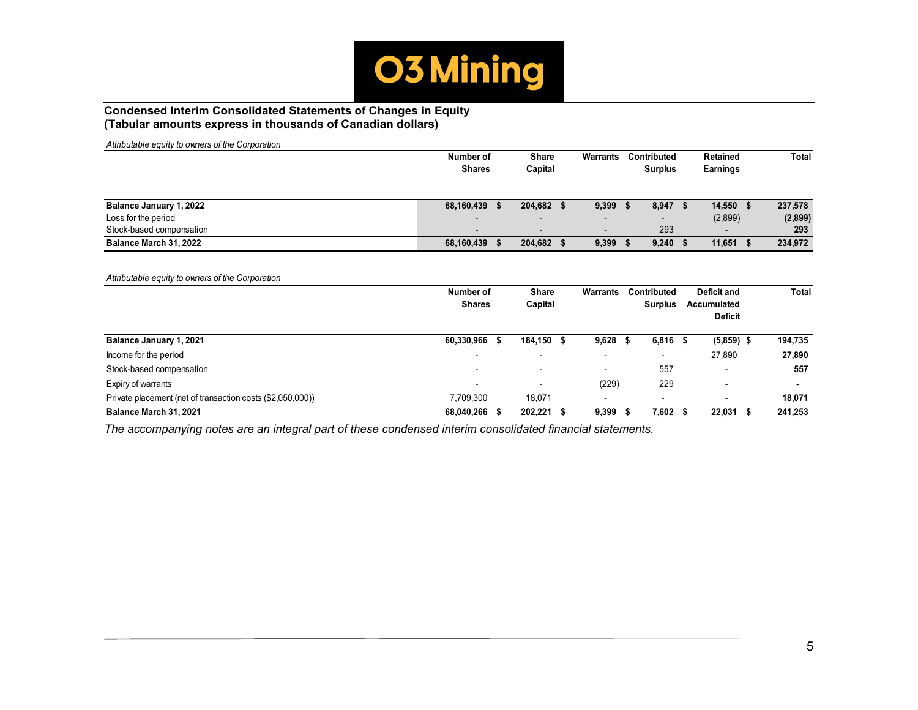O3 Mining

**Condensed Interim Consolidated Statements of Changes in Equity**
**(Tabular amounts express in thousands of Canadian dollars)**

*Attributable equity to owners of the Corporation*

| | Number of Shares | Share Capital | Warrants | Contributed Surplus | Retained Earnings | Total |
|---|---|---|---|---|---|---|
| **Balance January 1, 2022** | **68,160,439** | **$ 204,682** | **$ 9,399** | **$ 8,947** | **$ 14,550** | **$ 237,578** |
| Loss for the period | - | - | - | - | (2,899) | **(2,899)** |
| Stock-based compensation | - | - | - | 293 | - | **293** |
| **Balance March 31, 2022** | **68,160,439** | **$ 204,682** | **$ 9,399** | **$ 9,240** | **$ 11,651** | **$ 234,972** |

*Attributable equity to owners of the Corporation*

| | Number of Shares | Share Capital | Warrants | Contributed Surplus | Deficit and Accumulated Deficit | Total |
|---|---|---|---|---|---|---|
| **Balance January 1, 2021** | **60,330,966** | **$ 184,150** | **$ 9,628** | **$ 6,816** | **$ (5,859)** | **$ 194,735** |
| Income for the period | - | - | - | - | 27,890 | **27,890** |
| Stock-based compensation | - | - | - | 557 | - | **557** |
| Expiry of warrants | - | - | (229) | 229 | - | **-** |
| Private placement (net of transaction costs ($2,050,000)) | 7,709,300 | 18,071 | - | - | - | **18,071** |
| **Balance March 31, 2021** | **68,040,266** | **$ 202,221** | **$ 9,399** | **$ 7,602** | **$ 22,031** | **$ 241,253** |

*The accompanying notes are an integral part of these condensed interim consolidated financial statements.*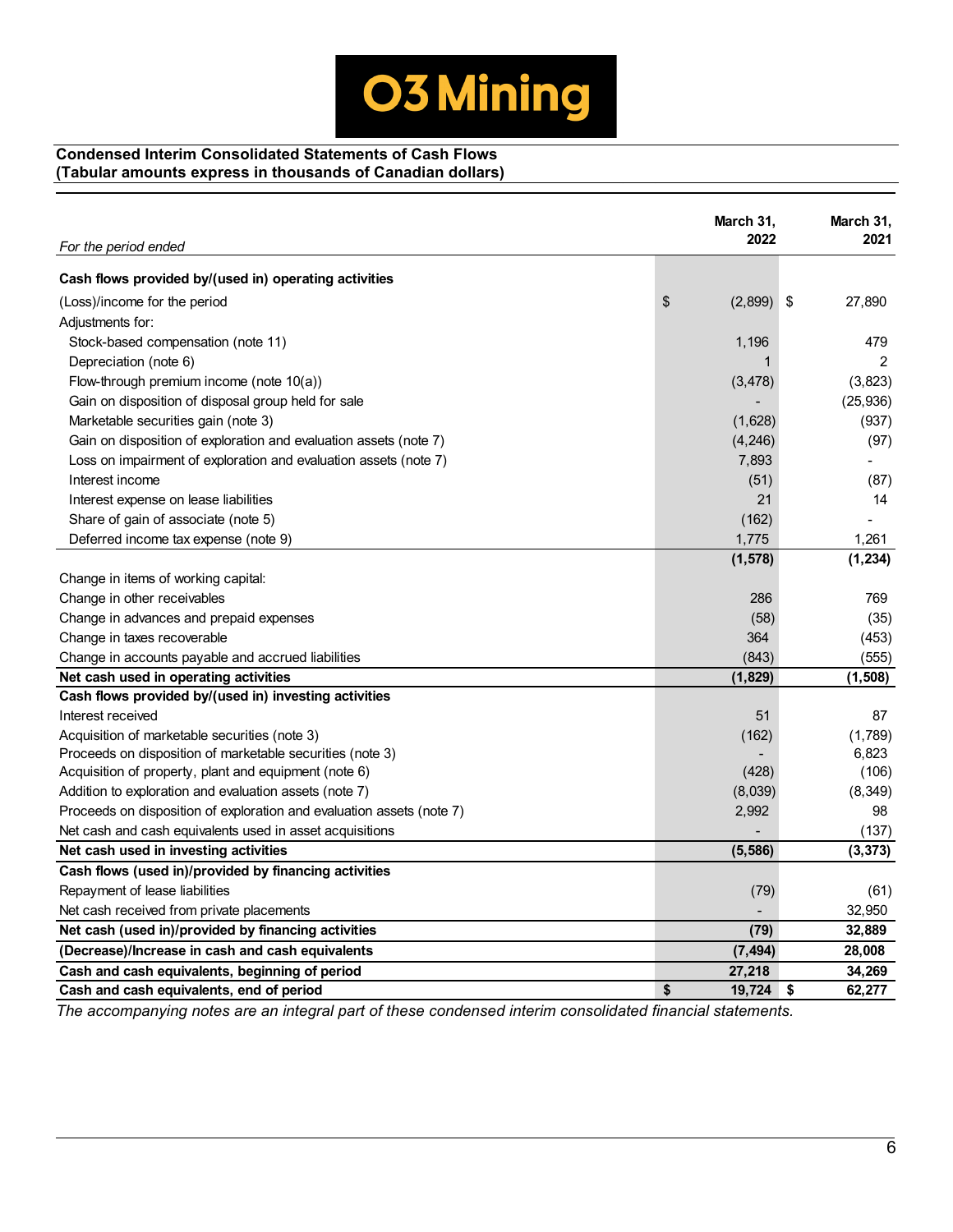O3 Mining

**Condensed Interim Consolidated Statements of Cash Flows**
**(Tabular amounts express in thousands of Canadian dollars)**

| *For the period ended* | March 31, 2022 | March 31, 2021 |
|---|---|---|
| **Cash flows provided by/(used in) operating activities** | | |
| (Loss)/income for the period | $ (2,899) | $ 27,890 |
| Adjustments for: | | |
| Stock-based compensation (note 11) | 1,196 | 479 |
| Depreciation (note 6) | 1 | 2 |
| Flow-through premium income (note 10(a)) | (3,478) | (3,823) |
| Gain on disposition of disposal group held for sale | - | (25,936) |
| Marketable securities gain (note 3) | (1,628) | (937) |
| Gain on disposition of exploration and evaluation assets (note 7) | (4,246) | (97) |
| Loss on impairment of exploration and evaluation assets (note 7) | 7,893 | - |
| Interest income | (51) | (87) |
| Interest expense on lease liabilities | 21 | 14 |
| Share of gain of associate (note 5) | (162) | - |
| Deferred income tax expense (note 9) | 1,775 | 1,261 |
| | **(1,578)** | **(1,234)** |
| Change in items of working capital: | | |
| Change in other receivables | 286 | 769 |
| Change in advances and prepaid expenses | (58) | (35) |
| Change in taxes recoverable | 364 | (453) |
| Change in accounts payable and accrued liabilities | (843) | (555) |
| **Net cash used in operating activities** | **(1,829)** | **(1,508)** |
| **Cash flows provided by/(used in) investing activities** | | |
| Interest received | 51 | 87 |
| Acquisition of marketable securities (note 3) | (162) | (1,789) |
| Proceeds on disposition of marketable securities (note 3) | - | 6,823 |
| Acquisition of property, plant and equipment (note 6) | (428) | (106) |
| Addition to exploration and evaluation assets (note 7) | (8,039) | (8,349) |
| Proceeds on disposition of exploration and evaluation assets (note 7) | 2,992 | 98 |
| Net cash and cash equivalents used in asset acquisitions | - | (137) |
| **Net cash used in investing activities** | **(5,586)** | **(3,373)** |
| **Cash flows (used in)/provided by financing activities** | | |
| Repayment of lease liabilities | (79) | (61) |
| Net cash received from private placements | - | 32,950 |
| **Net cash (used in)/provided by financing activities** | **(79)** | **32,889** |
| **(Decrease)/Increase in cash and cash equivalents** | **(7,494)** | **28,008** |
| **Cash and cash equivalents, beginning of period** | **27,218** | **34,269** |
| **Cash and cash equivalents, end of period** | **$ 19,724** | **$ 62,277** |

*The accompanying notes are an integral part of these condensed interim consolidated financial statements.*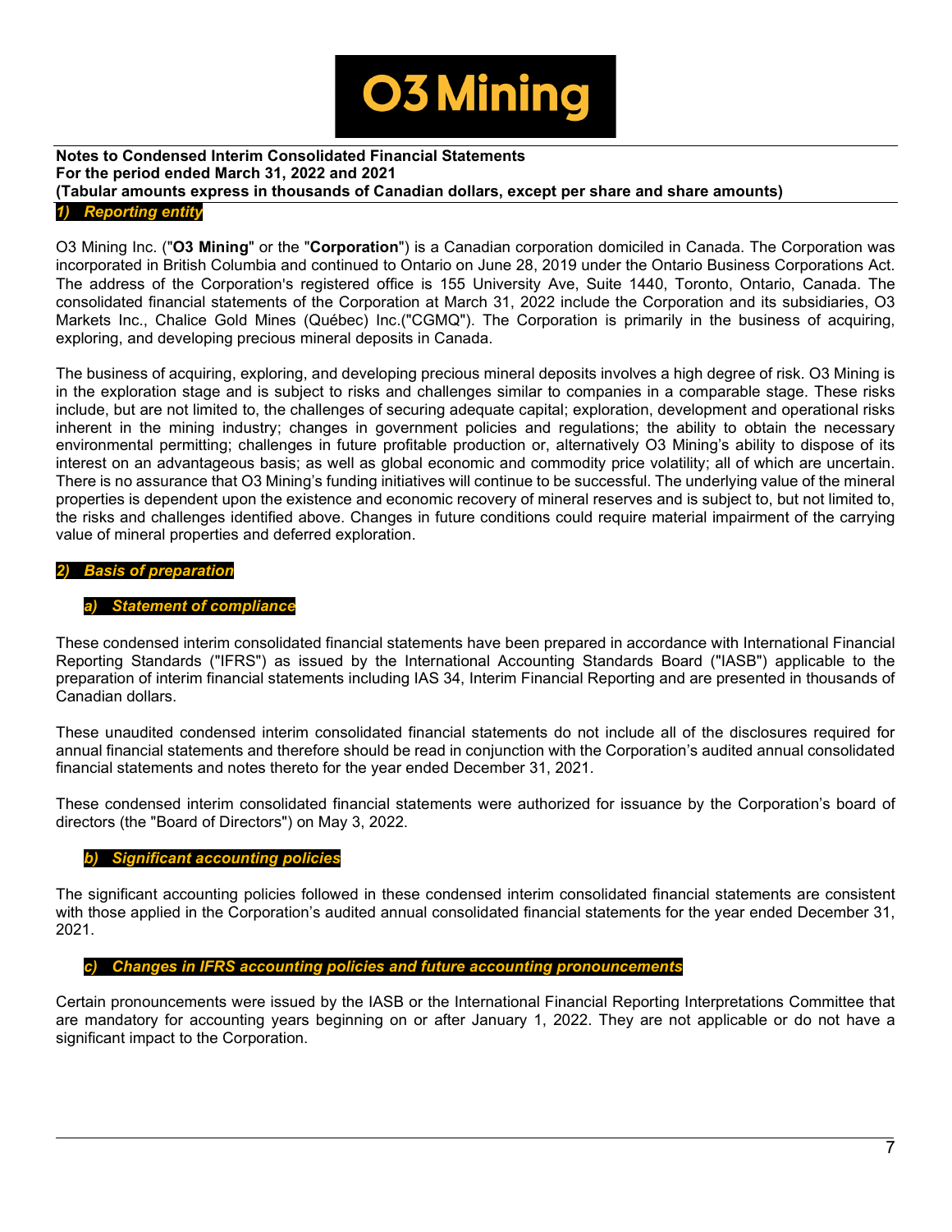## 1) Reporting entity

O3 Mining Inc. ("**O3 Mining**" or the "**Corporation**") is a Canadian corporation domiciled in Canada. The Corporation was incorporated in British Columbia and continued to Ontario on June 28, 2019 under the Ontario Business Corporations Act. The address of the Corporation's registered office is 155 University Ave, Suite 1440, Toronto, Ontario, Canada. The consolidated financial statements of the Corporation at March 31, 2022 include the Corporation and its subsidiaries, O3 Markets Inc., Chalice Gold Mines (Québec) Inc.("CGMQ"). The Corporation is primarily in the business of acquiring, exploring, and developing precious mineral deposits in Canada.

The business of acquiring, exploring, and developing precious mineral deposits involves a high degree of risk. O3 Mining is in the exploration stage and is subject to risks and challenges similar to companies in a comparable stage. These risks include, but are not limited to, the challenges of securing adequate capital; exploration, development and operational risks inherent in the mining industry; changes in government policies and regulations; the ability to obtain the necessary environmental permitting; challenges in future profitable production or, alternatively O3 Mining's ability to dispose of its interest on an advantageous basis; as well as global economic and commodity price volatility; all of which are uncertain. There is no assurance that O3 Mining's funding initiatives will continue to be successful. The underlying value of the mineral properties is dependent upon the existence and economic recovery of mineral reserves and is subject to, but not limited to, the risks and challenges identified above. Changes in future conditions could require material impairment of the carrying value of mineral properties and deferred exploration.

## 2) Basis of preparation

### a) Statement of compliance

These condensed interim consolidated financial statements have been prepared in accordance with International Financial Reporting Standards ("IFRS") as issued by the International Accounting Standards Board ("IASB") applicable to the preparation of interim financial statements including IAS 34, Interim Financial Reporting and are presented in thousands of Canadian dollars.

These unaudited condensed interim consolidated financial statements do not include all of the disclosures required for annual financial statements and therefore should be read in conjunction with the Corporation's audited annual consolidated financial statements and notes thereto for the year ended December 31, 2021.

These condensed interim consolidated financial statements were authorized for issuance by the Corporation's board of directors (the "Board of Directors") on May 3, 2022.

### b) Significant accounting policies

The significant accounting policies followed in these condensed interim consolidated financial statements are consistent with those applied in the Corporation's audited annual consolidated financial statements for the year ended December 31, 2021.

### c) Changes in IFRS accounting policies and future accounting pronouncements

Certain pronouncements were issued by the IASB or the International Financial Reporting Interpretations Committee that are mandatory for accounting years beginning on or after January 1, 2022. They are not applicable or do not have a significant impact to the Corporation.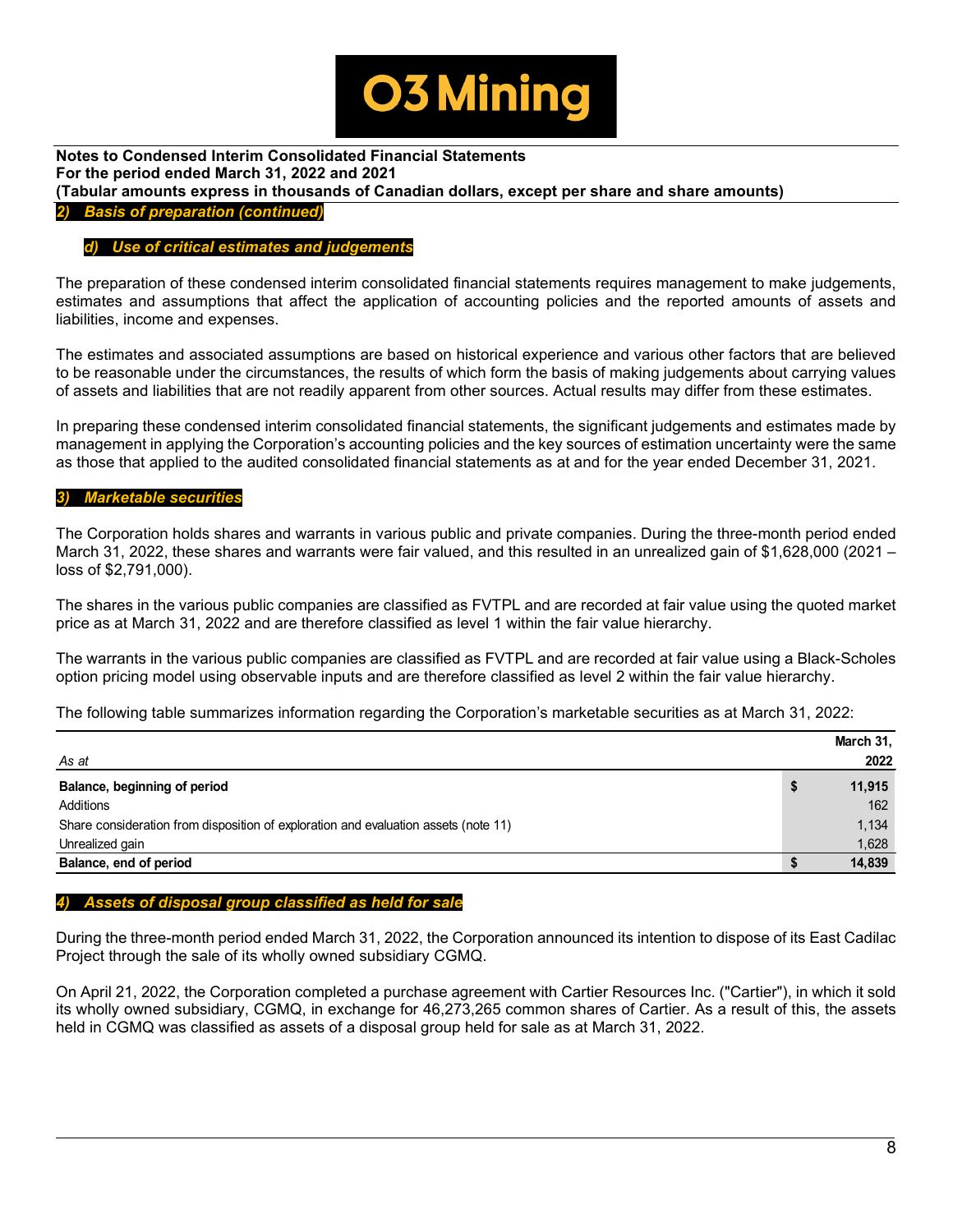## 2) Basis of preparation (continued)

### d) Use of critical estimates and judgements

The preparation of these condensed interim consolidated financial statements requires management to make judgements, estimates and assumptions that affect the application of accounting policies and the reported amounts of assets and liabilities, income and expenses.

The estimates and associated assumptions are based on historical experience and various other factors that are believed to be reasonable under the circumstances, the results of which form the basis of making judgements about carrying values of assets and liabilities that are not readily apparent from other sources. Actual results may differ from these estimates.

In preparing these condensed interim consolidated financial statements, the significant judgements and estimates made by management in applying the Corporation's accounting policies and the key sources of estimation uncertainty were the same as those that applied to the audited consolidated financial statements as at and for the year ended December 31, 2021.

## 3) Marketable securities

The Corporation holds shares and warrants in various public and private companies. During the three-month period ended March 31, 2022, these shares and warrants were fair valued, and this resulted in an unrealized gain of $1,628,000 (2021 – loss of $2,791,000).

The shares in the various public companies are classified as FVTPL and are recorded at fair value using the quoted market price as at March 31, 2022 and are therefore classified as level 1 within the fair value hierarchy.

The warrants in the various public companies are classified as FVTPL and are recorded at fair value using a Black-Scholes option pricing model using observable inputs and are therefore classified as level 2 within the fair value hierarchy.

The following table summarizes information regarding the Corporation's marketable securities as at March 31, 2022:

| *As at* | March 31, 2022 |
|---|---|
| **Balance, beginning of period** | **$ 11,915** |
| Additions | 162 |
| Share consideration from disposition of exploration and evaluation assets (note 11) | 1,134 |
| Unrealized gain | 1,628 |
| **Balance, end of period** | **$ 14,839** |

## 4) Assets of disposal group classified as held for sale

During the three-month period ended March 31, 2022, the Corporation announced its intention to dispose of its East Cadilac Project through the sale of its wholly owned subsidiary CGMQ.

On April 21, 2022, the Corporation completed a purchase agreement with Cartier Resources Inc. ("Cartier"), in which it sold its wholly owned subsidiary, CGMQ, in exchange for 46,273,265 common shares of Cartier. As a result of this, the assets held in CGMQ was classified as assets of a disposal group held for sale as at March 31, 2022.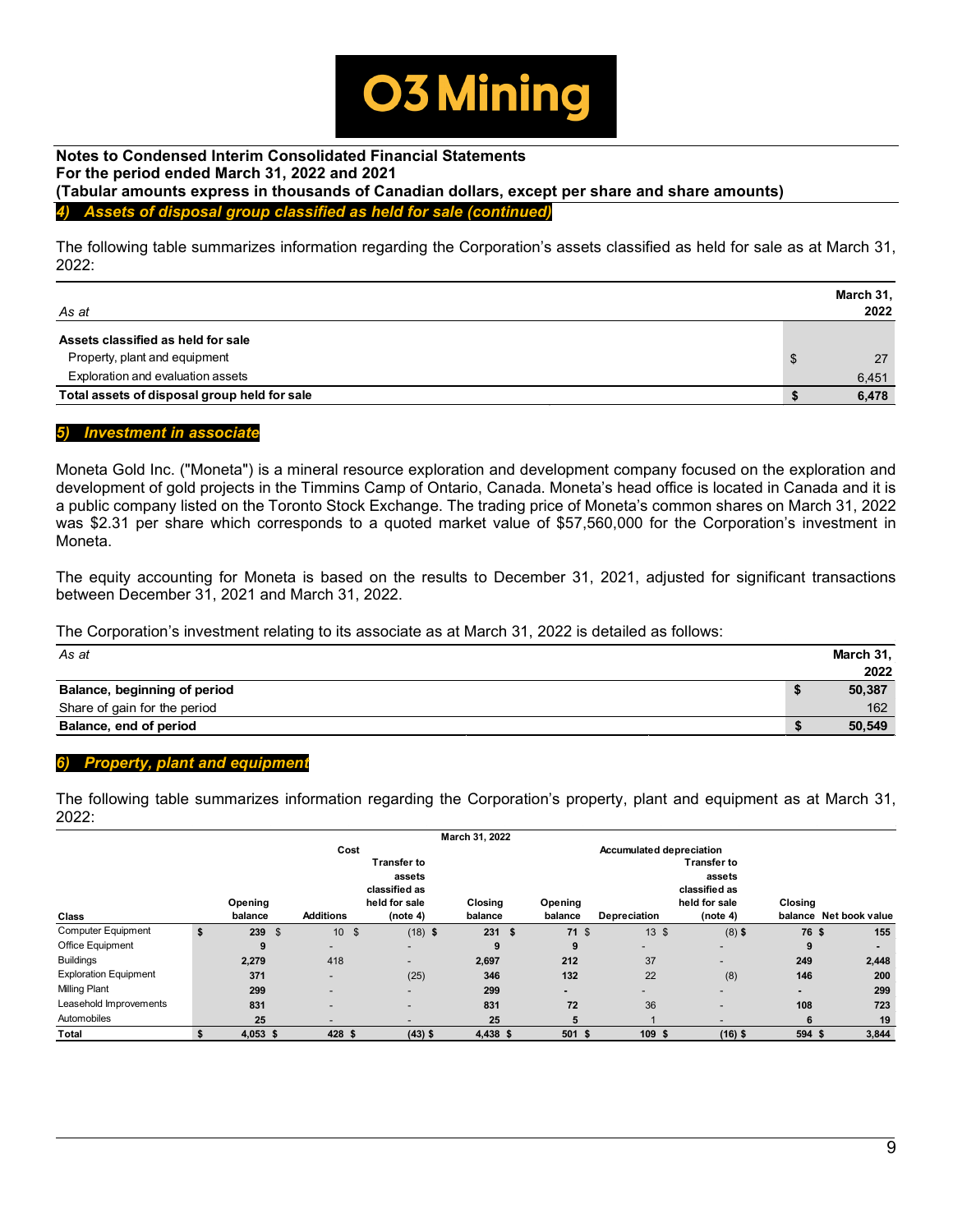**Notes to Condensed Interim Consolidated Financial Statements**
**For the period ended March 31, 2022 and 2021**
**(Tabular amounts express in thousands of Canadian dollars, except per share and share amounts)**

## *4) Assets of disposal group classified as held for sale (continued)*

The following table summarizes information regarding the Corporation's assets classified as held for sale as at March 31, 2022:

| *As at* | | March 31, 2022 |
|---|---|---|
| **Assets classified as held for sale** | | |
| Property, plant and equipment | $ | 27 |
| Exploration and evaluation assets | | 6,451 |
| **Total assets of disposal group held for sale** | **$** | **6,478** |

## *5) Investment in associate*

Moneta Gold Inc. ("Moneta") is a mineral resource exploration and development company focused on the exploration and development of gold projects in the Timmins Camp of Ontario, Canada. Moneta's head office is located in Canada and it is a public company listed on the Toronto Stock Exchange. The trading price of Moneta's common shares on March 31, 2022 was $2.31 per share which corresponds to a quoted market value of $57,560,000 for the Corporation's investment in Moneta.

The equity accounting for Moneta is based on the results to December 31, 2021, adjusted for significant transactions between December 31, 2021 and March 31, 2022.

The Corporation's investment relating to its associate as at March 31, 2022 is detailed as follows:

| *As at* | | March 31, 2022 |
|---|---|---|
| **Balance, beginning of period** | **$** | **50,387** |
| Share of gain for the period | | 162 |
| **Balance, end of period** | **$** | **50,549** |

## *6) Property, plant and equipment*

The following table summarizes information regarding the Corporation's property, plant and equipment as at March 31, 2022:

| | March 31, 2022 | | | | | | | | |
|---|---|---|---|---|---|---|---|---|---|
| | Cost | | | | Accumulated depreciation | | | | |
| Class | Opening balance | Additions | Transfer to assets classified as held for sale (note 4) | Closing balance | Opening balance | Depreciation | Transfer to assets classified as held for sale (note 4) | Closing balance | Net book value |
| Computer Equipment | $ 239 | $ 10 | $ (18) | $ 231 | $ 71 | $ 13 | $ (8) | $ 76 | $ 155 |
| Office Equipment | 9 | - | - | 9 | 9 | - | - | 9 | - |
| Buildings | 2,279 | 418 | - | 2,697 | 212 | 37 | - | 249 | 2,448 |
| Exploration Equipment | 371 | - | (25) | 346 | 132 | 22 | (8) | 146 | 200 |
| Milling Plant | 299 | - | - | 299 | - | - | - | - | 299 |
| Leasehold Improvements | 831 | - | - | 831 | 72 | 36 | - | 108 | 723 |
| Automobiles | 25 | - | - | 25 | 5 | 1 | - | 6 | 19 |
| **Total** | **$ 4,053** | **$ 428** | **$ (43)** | **$ 4,438** | **$ 501** | **$ 109** | **$ (16)** | **$ 594** | **$ 3,844** |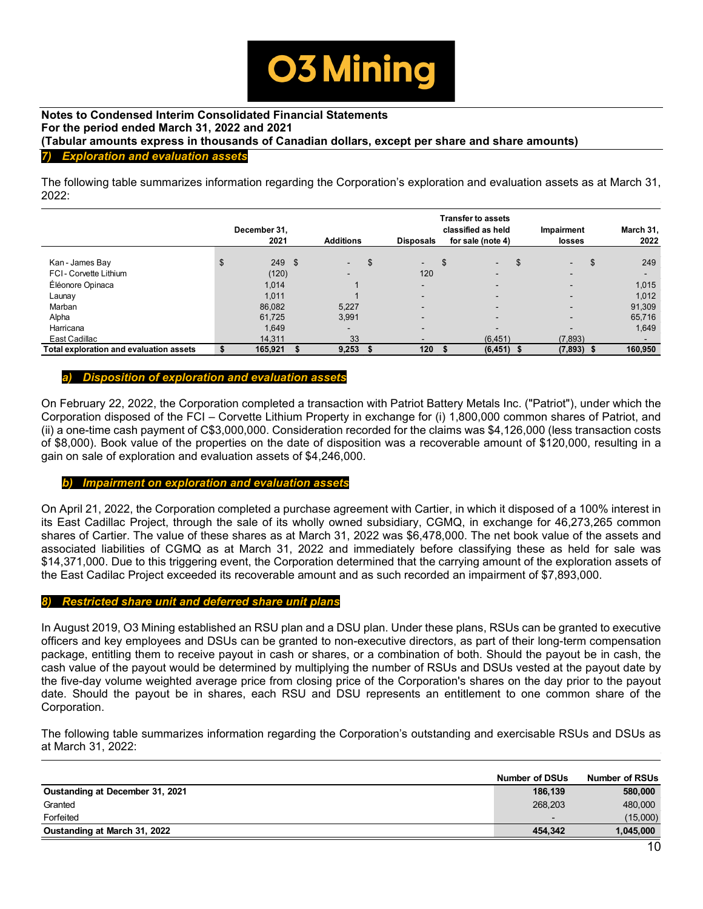**Notes to Condensed Interim Consolidated Financial Statements**
**For the period ended March 31, 2022 and 2021**
**(Tabular amounts express in thousands of Canadian dollars, except per share and share amounts)**

## *7) Exploration and evaluation assets*

The following table summarizes information regarding the Corporation's exploration and evaluation assets as at March 31, 2022:

| | December 31, 2021 | Additions | Disposals | Transfer to assets classified as held for sale (note 4) | Impairment losses | March 31, 2022 |
|---|---|---|---|---|---|---|
| Kan - James Bay | $ 249 | $ - | $ - | $ - | $ - | $ 249 |
| FCI - Corvette Lithium | (120) | - | 120 | - | - | - |
| Éléonore Opinaca | 1,014 | 1 | - | - | - | 1,015 |
| Launay | 1,011 | 1 | - | - | - | 1,012 |
| Marban | 86,082 | 5,227 | - | - | - | 91,309 |
| Alpha | 61,725 | 3,991 | - | - | - | 65,716 |
| Harricana | 1,649 | - | - | - | - | 1,649 |
| East Cadillac | 14,311 | 33 | - | (6,451) | (7,893) | - |
| **Total exploration and evaluation assets** | **$ 165,921** | **$ 9,253** | **$ 120** | **$ (6,451)** | **$ (7,893)** | **$ 160,950** |

### *a) Disposition of exploration and evaluation assets*

On February 22, 2022, the Corporation completed a transaction with Patriot Battery Metals Inc. ("Patriot"), under which the Corporation disposed of the FCI – Corvette Lithium Property in exchange for (i) 1,800,000 common shares of Patriot, and (ii) a one-time cash payment of C$3,000,000. Consideration recorded for the claims was $4,126,000 (less transaction costs of $8,000). Book value of the properties on the date of disposition was a recoverable amount of $120,000, resulting in a gain on sale of exploration and evaluation assets of $4,246,000.

### *b) Impairment on exploration and evaluation assets*

On April 21, 2022, the Corporation completed a purchase agreement with Cartier, in which it disposed of a 100% interest in its East Cadillac Project, through the sale of its wholly owned subsidiary, CGMQ, in exchange for 46,273,265 common shares of Cartier. The value of these shares as at March 31, 2022 was $6,478,000. The net book value of the assets and associated liabilities of CGMQ as at March 31, 2022 and immediately before classifying these as held for sale was $14,371,000. Due to this triggering event, the Corporation determined that the carrying amount of the exploration assets of the East Cadilac Project exceeded its recoverable amount and as such recorded an impairment of $7,893,000.

## *8) Restricted share unit and deferred share unit plans*

In August 2019, O3 Mining established an RSU plan and a DSU plan. Under these plans, RSUs can be granted to executive officers and key employees and DSUs can be granted to non-executive directors, as part of their long-term compensation package, entitling them to receive payout in cash or shares, or a combination of both. Should the payout be in cash, the cash value of the payout would be determined by multiplying the number of RSUs and DSUs vested at the payout date by the five-day volume weighted average price from closing price of the Corporation's shares on the day prior to the payout date. Should the payout be in shares, each RSU and DSU represents an entitlement to one common share of the Corporation.

The following table summarizes information regarding the Corporation's outstanding and exercisable RSUs and DSUs as at March 31, 2022:

| | Number of DSUs | Number of RSUs |
|---|---|---|
| **Oustanding at December 31, 2021** | **186,139** | **580,000** |
| Granted | 268,203 | 480,000 |
| Forfeited | - | (15,000) |
| **Oustanding at March 31, 2022** | **454,342** | **1,045,000** |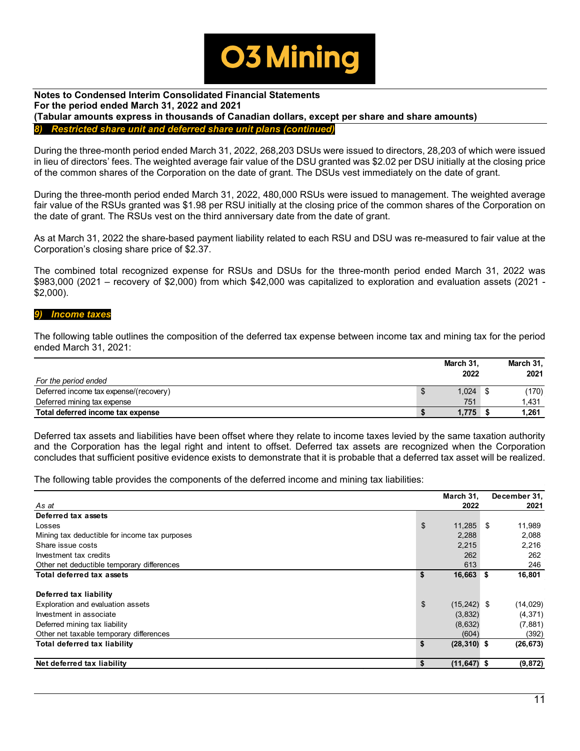**Notes to Condensed Interim Consolidated Financial Statements**
**For the period ended March 31, 2022 and 2021**
**(Tabular amounts express in thousands of Canadian dollars, except per share and share amounts)**

### *8) Restricted share unit and deferred share unit plans (continued)*

During the three-month period ended March 31, 2022, 268,203 DSUs were issued to directors, 28,203 of which were issued in lieu of directors' fees. The weighted average fair value of the DSU granted was $2.02 per DSU initially at the closing price of the common shares of the Corporation on the date of grant. The DSUs vest immediately on the date of grant.

During the three-month period ended March 31, 2022, 480,000 RSUs were issued to management. The weighted average fair value of the RSUs granted was $1.98 per RSU initially at the closing price of the common shares of the Corporation on the date of grant. The RSUs vest on the third anniversary date from the date of grant.

As at March 31, 2022 the share-based payment liability related to each RSU and DSU was re-measured to fair value at the Corporation's closing share price of $2.37.

The combined total recognized expense for RSUs and DSUs for the three-month period ended March 31, 2022 was $983,000 (2021 – recovery of $2,000) from which $42,000 was capitalized to exploration and evaluation assets (2021 - $2,000).

### *9) Income taxes*

The following table outlines the composition of the deferred tax expense between income tax and mining tax for the period ended March 31, 2021:

| *For the period ended* | March 31, 2022 | March 31, 2021 |
|---|---|---|
| Deferred income tax expense/(recovery) | $ 1,024 | $ (170) |
| Deferred mining tax expense | 751 | 1,431 |
| **Total deferred income tax expense** | **$ 1,775** | **$ 1,261** |

Deferred tax assets and liabilities have been offset where they relate to income taxes levied by the same taxation authority and the Corporation has the legal right and intent to offset. Deferred tax assets are recognized when the Corporation concludes that sufficient positive evidence exists to demonstrate that it is probable that a deferred tax asset will be realized.

The following table provides the components of the deferred income and mining tax liabilities:

| *As at* | March 31, 2022 | December 31, 2021 |
|---|---|---|
| **Deferred tax assets** | | |
| Losses | $ 11,285 | $ 11,989 |
| Mining tax deductible for income tax purposes | 2,288 | 2,088 |
| Share issue costs | 2,215 | 2,216 |
| Investment tax credits | 262 | 262 |
| Other net deductible temporary differences | 613 | 246 |
| **Total deferred tax assets** | **$ 16,663** | **$ 16,801** |
| | | |
| **Deferred tax liability** | | |
| Exploration and evaluation assets | $ (15,242) | $ (14,029) |
| Investment in associate | (3,832) | (4,371) |
| Deferred mining tax liability | (8,632) | (7,881) |
| Other net taxable temporary differences | (604) | (392) |
| **Total deferred tax liability** | **$ (28,310)** | **$ (26,673)** |
| | | |
| **Net deferred tax liability** | **$ (11,647)** | **$ (9,872)** |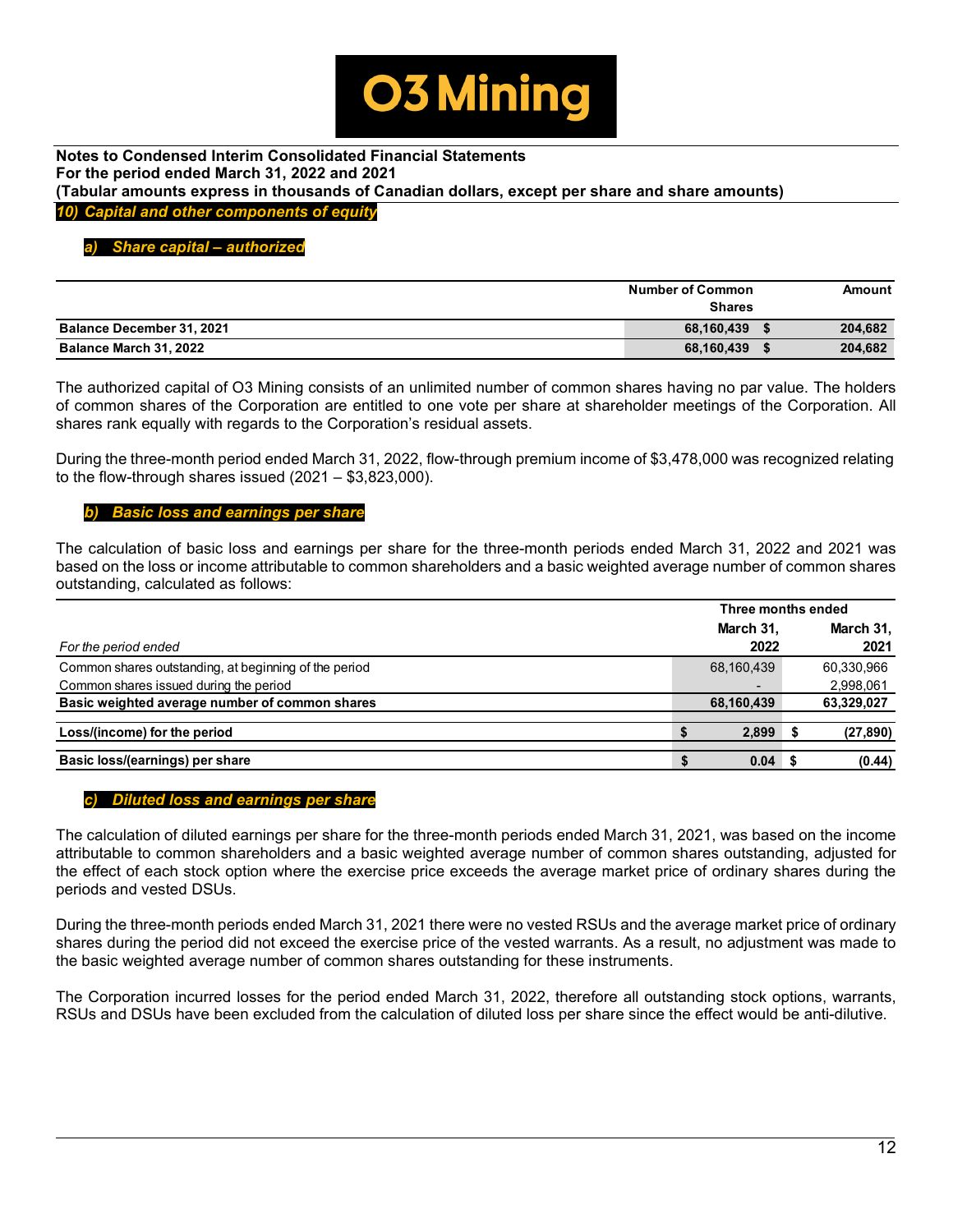**Notes to Condensed Interim Consolidated Financial Statements**
**For the period ended March 31, 2022 and 2021**
**(Tabular amounts express in thousands of Canadian dollars, except per share and share amounts)**

## *10) Capital and other components of equity*

### *a) Share capital – authorized*

| | Number of Common Shares | Amount |
|---|---|---|
| **Balance December 31, 2021** | **68,160,439** | **$ 204,682** |
| **Balance March 31, 2022** | **68,160,439** | **$ 204,682** |

The authorized capital of O3 Mining consists of an unlimited number of common shares having no par value. The holders of common shares of the Corporation are entitled to one vote per share at shareholder meetings of the Corporation. All shares rank equally with regards to the Corporation's residual assets.

During the three-month period ended March 31, 2022, flow-through premium income of $3,478,000 was recognized relating to the flow-through shares issued (2021 – $3,823,000).

### *b) Basic loss and earnings per share*

The calculation of basic loss and earnings per share for the three-month periods ended March 31, 2022 and 2021 was based on the loss or income attributable to common shareholders and a basic weighted average number of common shares outstanding, calculated as follows:

| | Three months ended | |
|---|---|---|
| *For the period ended* | **March 31, 2022** | **March 31, 2021** |
| Common shares outstanding, at beginning of the period | 68,160,439 | 60,330,966 |
| Common shares issued during the period | - | 2,998,061 |
| **Basic weighted average number of common shares** | **68,160,439** | **63,329,027** |
| **Loss/(income) for the period** | **$ 2,899** | **$ (27,890)** |
| **Basic loss/(earnings) per share** | **$ 0.04** | **$ (0.44)** |

### *c) Diluted loss and earnings per share*

The calculation of diluted earnings per share for the three-month periods ended March 31, 2021, was based on the income attributable to common shareholders and a basic weighted average number of common shares outstanding, adjusted for the effect of each stock option where the exercise price exceeds the average market price of ordinary shares during the periods and vested DSUs.

During the three-month periods ended March 31, 2021 there were no vested RSUs and the average market price of ordinary shares during the period did not exceed the exercise price of the vested warrants. As a result, no adjustment was made to the basic weighted average number of common shares outstanding for these instruments.

The Corporation incurred losses for the period ended March 31, 2022, therefore all outstanding stock options, warrants, RSUs and DSUs have been excluded from the calculation of diluted loss per share since the effect would be anti-dilutive.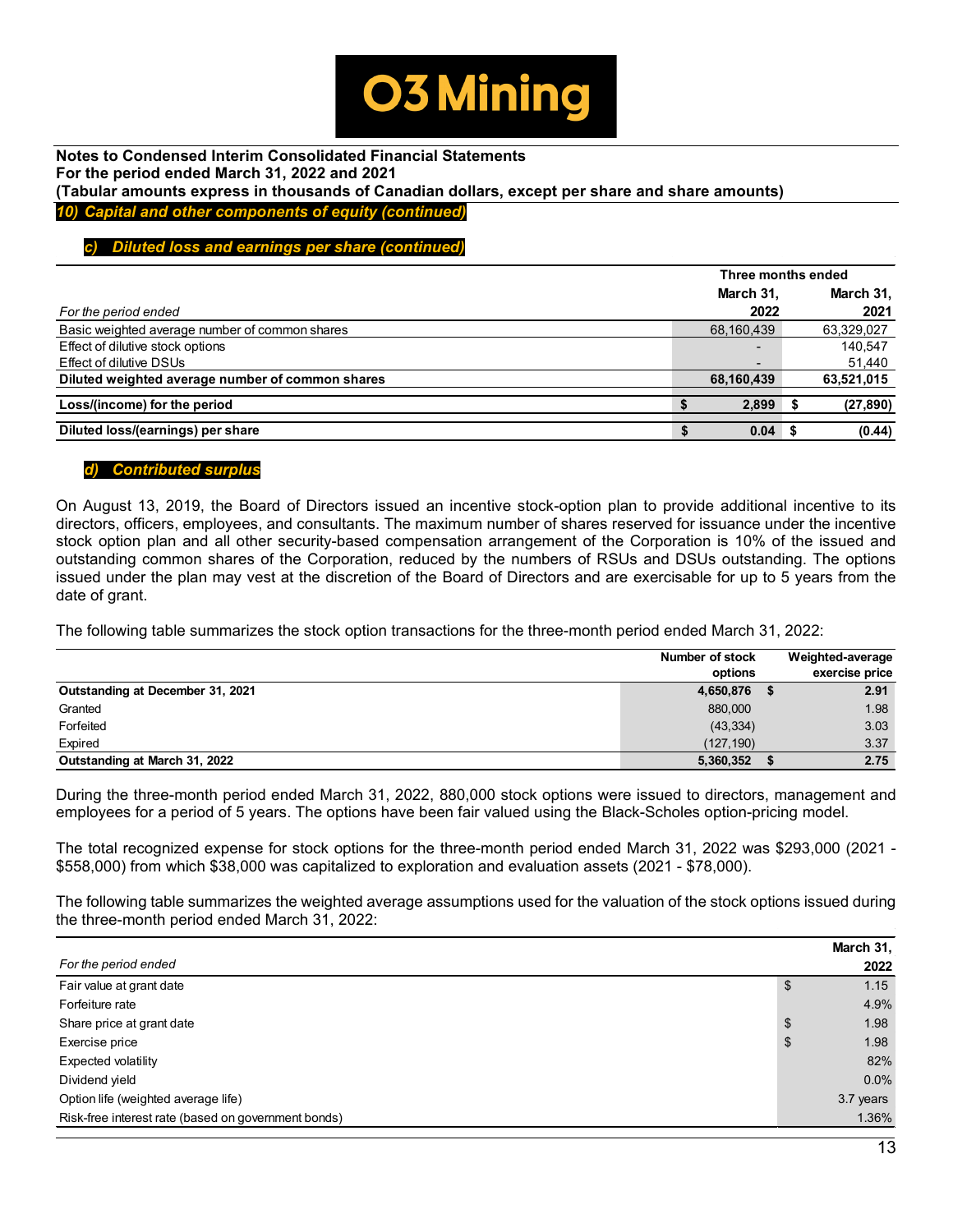**10) Capital and other components of equity (continued)**

### c) Diluted loss and earnings per share (continued)

| For the period ended | Three months ended March 31, 2022 | March 31, 2021 |
|---|---|---|
| Basic weighted average number of common shares | 68,160,439 | 63,329,027 |
| Effect of dilutive stock options | - | 140,547 |
| Effect of dilutive DSUs | - | 51,440 |
| **Diluted weighted average number of common shares** | **68,160,439** | **63,521,015** |
| **Loss/(income) for the period** | **$ 2,899** | **$ (27,890)** |
| **Diluted loss/(earnings) per share** | **$ 0.04** | **$ (0.44)** |

### d) Contributed surplus

On August 13, 2019, the Board of Directors issued an incentive stock-option plan to provide additional incentive to its directors, officers, employees, and consultants. The maximum number of shares reserved for issuance under the incentive stock option plan and all other security-based compensation arrangement of the Corporation is 10% of the issued and outstanding common shares of the Corporation, reduced by the numbers of RSUs and DSUs outstanding. The options issued under the plan may vest at the discretion of the Board of Directors and are exercisable for up to 5 years from the date of grant.

The following table summarizes the stock option transactions for the three-month period ended March 31, 2022:

| | Number of stock options | Weighted-average exercise price |
|---|---|---|
| **Outstanding at December 31, 2021** | **4,650,876** | **$ 2.91** |
| Granted | 880,000 | 1.98 |
| Forfeited | (43,334) | 3.03 |
| Expired | (127,190) | 3.37 |
| **Outstanding at March 31, 2022** | **5,360,352** | **$ 2.75** |

During the three-month period ended March 31, 2022, 880,000 stock options were issued to directors, management and employees for a period of 5 years. The options have been fair valued using the Black-Scholes option-pricing model.

The total recognized expense for stock options for the three-month period ended March 31, 2022 was $293,000 (2021 - $558,000) from which $38,000 was capitalized to exploration and evaluation assets (2021 - $78,000).

The following table summarizes the weighted average assumptions used for the valuation of the stock options issued during the three-month period ended March 31, 2022:

| For the period ended | March 31, 2022 |
|---|---|
| Fair value at grant date | $ 1.15 |
| Forfeiture rate | 4.9% |
| Share price at grant date | $ 1.98 |
| Exercise price | $ 1.98 |
| Expected volatility | 82% |
| Dividend yield | 0.0% |
| Option life (weighted average life) | 3.7 years |
| Risk-free interest rate (based on government bonds) | 1.36% |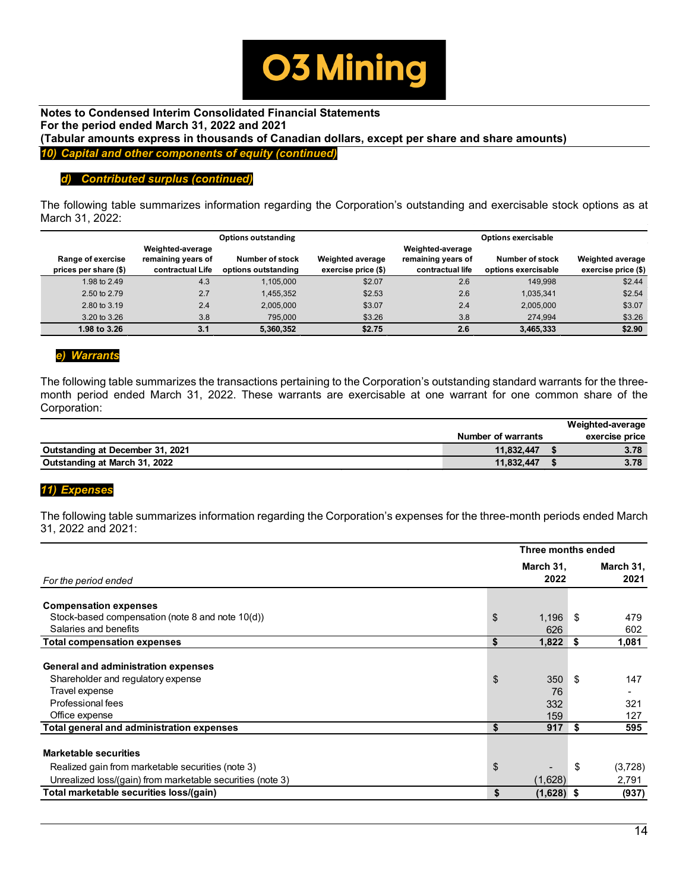**Notes to Condensed Interim Consolidated Financial Statements**
**For the period ended March 31, 2022 and 2021**
**(Tabular amounts express in thousands of Canadian dollars, except per share and share amounts)**

## 10) Capital and other components of equity (continued)

### d) Contributed surplus (continued)

The following table summarizes information regarding the Corporation's outstanding and exercisable stock options as at March 31, 2022:

| | Options outstanding | | | Options exercisable | | |
|---|---|---|---|---|---|---|
| Range of exercise prices per share ($) | Weighted-average remaining years of contractual Life | Number of stock options outstanding | Weighted average exercise price ($) | Weighted-average remaining years of contractual life | Number of stock options exercisable | Weighted average exercise price ($) |
| 1.98 to 2.49 | 4.3 | 1,105,000 | $2.07 | 2.6 | 149,998 | $2.44 |
| 2.50 to 2.79 | 2.7 | 1,455,352 | $2.53 | 2.6 | 1,035,341 | $2.54 |
| 2.80 to 3.19 | 2.4 | 2,005,000 | $3.07 | 2.4 | 2,005,000 | $3.07 |
| 3.20 to 3.26 | 3.8 | 795,000 | $3.26 | 3.8 | 274,994 | $3.26 |
| **1.98 to 3.26** | **3.1** | **5,360,352** | **$2.75** | **2.6** | **3,465,333** | **$2.90** |

### e) Warrants

The following table summarizes the transactions pertaining to the Corporation's outstanding standard warrants for the three-month period ended March 31, 2022. These warrants are exercisable at one warrant for one common share of the Corporation:

| | Number of warrants | Weighted-average exercise price |
|---|---|---|
| **Outstanding at December 31, 2021** | **11,832,447** | **$ 3.78** |
| **Outstanding at March 31, 2022** | **11,832,447** | **$ 3.78** |

## 11) Expenses

The following table summarizes information regarding the Corporation's expenses for the three-month periods ended March 31, 2022 and 2021:

| *For the period ended* | Three months ended March 31, 2022 | Three months ended March 31, 2021 |
|---|---|---|
| **Compensation expenses** | | |
| Stock-based compensation (note 8 and note 10(d)) | $ 1,196 | $ 479 |
| Salaries and benefits | 626 | 602 |
| **Total compensation expenses** | **$ 1,822** | **$ 1,081** |
| **General and administration expenses** | | |
| Shareholder and regulatory expense | $ 350 | $ 147 |
| Travel expense | 76 | - |
| Professional fees | 332 | 321 |
| Office expense | 159 | 127 |
| **Total general and administration expenses** | **$ 917** | **$ 595** |
| **Marketable securities** | | |
| Realized gain from marketable securities (note 3) | $ - | $ (3,728) |
| Unrealized loss/(gain) from marketable securities (note 3) | (1,628) | 2,791 |
| **Total marketable securities loss/(gain)** | **$ (1,628)** | **$ (937)** |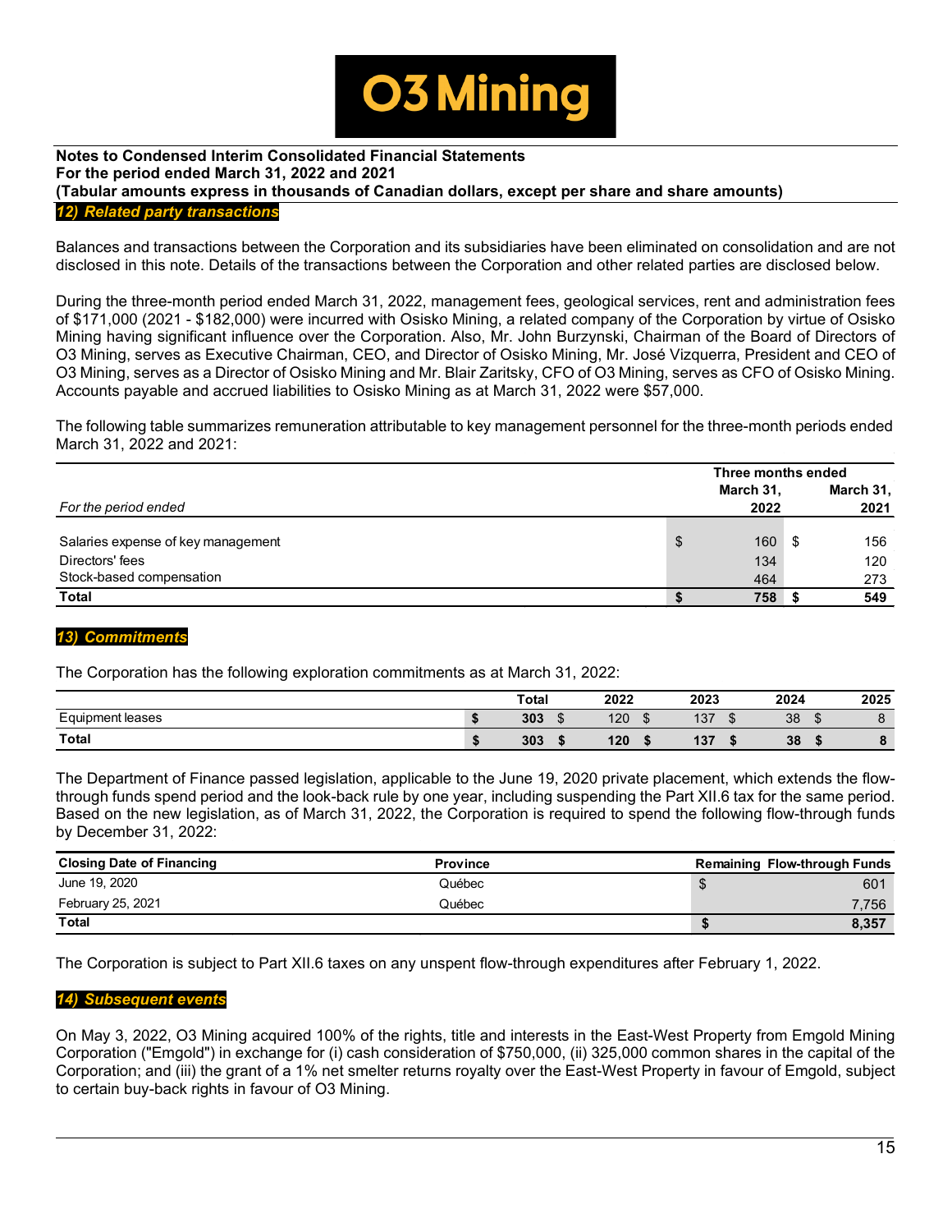**Notes to Condensed Interim Consolidated Financial Statements**
**For the period ended March 31, 2022 and 2021**
**(Tabular amounts express in thousands of Canadian dollars, except per share and share amounts)**

## *12) Related party transactions*

Balances and transactions between the Corporation and its subsidiaries have been eliminated on consolidation and are not disclosed in this note. Details of the transactions between the Corporation and other related parties are disclosed below.

During the three-month period ended March 31, 2022, management fees, geological services, rent and administration fees of $171,000 (2021 - $182,000) were incurred with Osisko Mining, a related company of the Corporation by virtue of Osisko Mining having significant influence over the Corporation. Also, Mr. John Burzynski, Chairman of the Board of Directors of O3 Mining, serves as Executive Chairman, CEO, and Director of Osisko Mining, Mr. José Vizquerra, President and CEO of O3 Mining, serves as a Director of Osisko Mining and Mr. Blair Zaritsky, CFO of O3 Mining, serves as CFO of Osisko Mining. Accounts payable and accrued liabilities to Osisko Mining as at March 31, 2022 were $57,000.

The following table summarizes remuneration attributable to key management personnel for the three-month periods ended March 31, 2022 and 2021:

| | Three months ended | |
|---|---|---|
| *For the period ended* | **March 31, 2022** | **March 31, 2021** |
| Salaries expense of key management | $ 160 | $ 156 |
| Directors' fees | 134 | 120 |
| Stock-based compensation | 464 | 273 |
| **Total** | **$ 758** | **$ 549** |

## *13) Commitments*

The Corporation has the following exploration commitments as at March 31, 2022:

| | Total | 2022 | 2023 | 2024 | 2025 |
|---|---|---|---|---|---|
| Equipment leases | $ 303 | $ 120 | $ 137 | $ 38 | $ 8 |
| **Total** | **$ 303** | **$ 120** | **$ 137** | **$ 38** | **$ 8** |

The Department of Finance passed legislation, applicable to the June 19, 2020 private placement, which extends the flow-through funds spend period and the look-back rule by one year, including suspending the Part XII.6 tax for the same period. Based on the new legislation, as of March 31, 2022, the Corporation is required to spend the following flow-through funds by December 31, 2022:

| Closing Date of Financing | Province | Remaining Flow-through Funds |
|---|---|---|
| June 19, 2020 | Québec | $ 601 |
| February 25, 2021 | Québec | 7,756 |
| **Total** | | **$ 8,357** |

The Corporation is subject to Part XII.6 taxes on any unspent flow-through expenditures after February 1, 2022.

## *14) Subsequent events*

On May 3, 2022, O3 Mining acquired 100% of the rights, title and interests in the East-West Property from Emgold Mining Corporation ("Emgold") in exchange for (i) cash consideration of $750,000, (ii) 325,000 common shares in the capital of the Corporation; and (iii) the grant of a 1% net smelter returns royalty over the East-West Property in favour of Emgold, subject to certain buy-back rights in favour of O3 Mining.